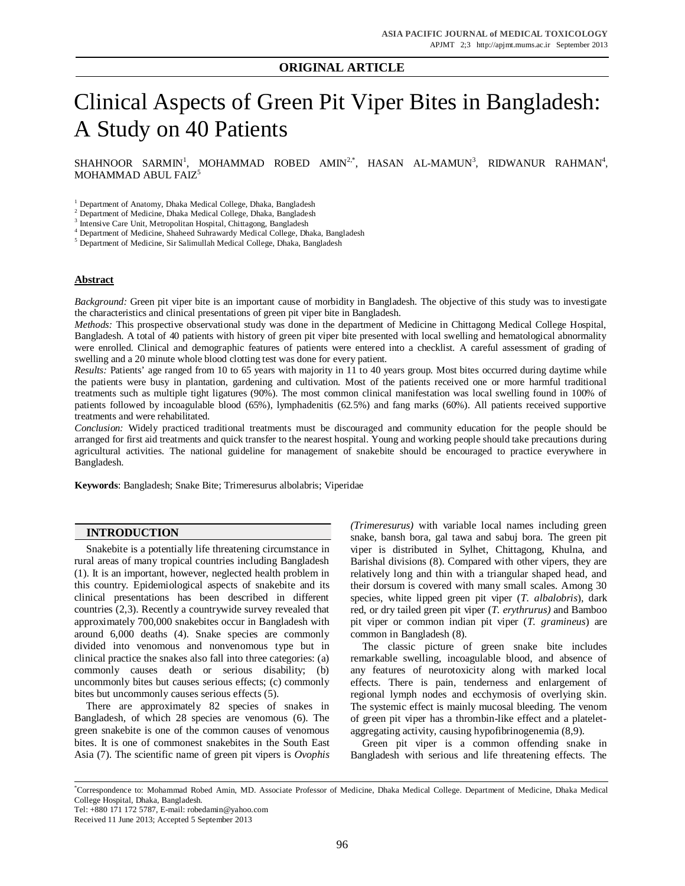**ORIGINAL ARTICLE**

# Clinical Aspects of Green Pit Viper Bites in Bangladesh: A Study on 40 Patients

SHAHNOOR SARMIN[1], MOHAMMAD ROBED AMIN[2,*], HASAN AL-MAMUN[3], RIDWANUR RAHMAN[4], MOHAMMAD ABUL FAIZ[5]

[1] Department of Anatomy, Dhaka Medical College, Dhaka, Bangladesh
[2] Department of Medicine, Dhaka Medical College, Dhaka, Bangladesh
[3] Intensive Care Unit, Metropolitan Hospital, Chittagong, Bangladesh
[4] Department of Medicine, Shaheed Suhrawardy Medical College, Dhaka, Bangladesh
[5] Department of Medicine, Sir Salimullah Medical College, Dhaka, Bangladesh

## Abstract

*Background:* Green pit viper bite is an important cause of morbidity in Bangladesh. The objective of this study was to investigate the characteristics and clinical presentations of green pit viper bite in Bangladesh.

*Methods:* This prospective observational study was done in the department of Medicine in Chittagong Medical College Hospital, Bangladesh. A total of 40 patients with history of green pit viper bite presented with local swelling and hematological abnormality were enrolled. Clinical and demographic features of patients were entered into a checklist. A careful assessment of grading of swelling and a 20 minute whole blood clotting test was done for every patient.

*Results:* Patients' age ranged from 10 to 65 years with majority in 11 to 40 years group. Most bites occurred during daytime while the patients were busy in plantation, gardening and cultivation. Most of the patients received one or more harmful traditional treatments such as multiple tight ligatures (90%). The most common clinical manifestation was local swelling found in 100% of patients followed by incoagulable blood (65%), lymphadenitis (62.5%) and fang marks (60%). All patients received supportive treatments and were rehabilitated.

*Conclusion:* Widely practiced traditional treatments must be discouraged and community education for the people should be arranged for first aid treatments and quick transfer to the nearest hospital. Young and working people should take precautions during agricultural activities. The national guideline for management of snakebite should be encouraged to practice everywhere in Bangladesh.

**Keywords**: Bangladesh; Snake Bite; Trimeresurus albolabris; Viperidae

## INTRODUCTION

Snakebite is a potentially life threatening circumstance in rural areas of many tropical countries including Bangladesh (1). It is an important, however, neglected health problem in this country. Epidemiological aspects of snakebite and its clinical presentations has been described in different countries (2,3). Recently a countrywide survey revealed that approximately 700,000 snakebites occur in Bangladesh with around 6,000 deaths (4). Snake species are commonly divided into venomous and nonvenomous type but in clinical practice the snakes also fall into three categories: (a) commonly causes death or serious disability; (b) uncommonly bites but causes serious effects; (c) commonly bites but uncommonly causes serious effects (5).

There are approximately 82 species of snakes in Bangladesh, of which 28 species are venomous (6). The green snakebite is one of the common causes of venomous bites. It is one of commonest snakebites in the South East Asia (7). The scientific name of green pit vipers is *Ovophis (Trimeresurus)* with variable local names including green snake, bansh bora, gal tawa and sabuj bora. The green pit viper is distributed in Sylhet, Chittagong, Khulna, and Barishal divisions (8). Compared with other vipers, they are relatively long and thin with a triangular shaped head, and their dorsum is covered with many small scales. Among 30 species, white lipped green pit viper (*T. albalobris*), dark red, or dry tailed green pit viper (*T. erythrurus)* and Bamboo pit viper or common indian pit viper (*T. gramineus*) are common in Bangladesh (8).

The classic picture of green snake bite includes remarkable swelling, incoagulable blood, and absence of any features of neurotoxicity along with marked local effects. There is pain, tenderness and enlargement of regional lymph nodes and ecchymosis of overlying skin. The systemic effect is mainly mucosal bleeding. The venom of green pit viper has a thrombin-like effect and a platelet-aggregating activity, causing hypofibrinogenemia (8,9).

Green pit viper is a common offending snake in Bangladesh with serious and life threatening effects. The

[*]Correspondence to: Mohammad Robed Amin, MD. Associate Professor of Medicine, Dhaka Medical College. Department of Medicine, Dhaka Medical College Hospital, Dhaka, Bangladesh.
Tel: +880 171 172 5787, E-mail: robedamin@yahoo.com
Received 11 June 2013; Accepted 5 September 2013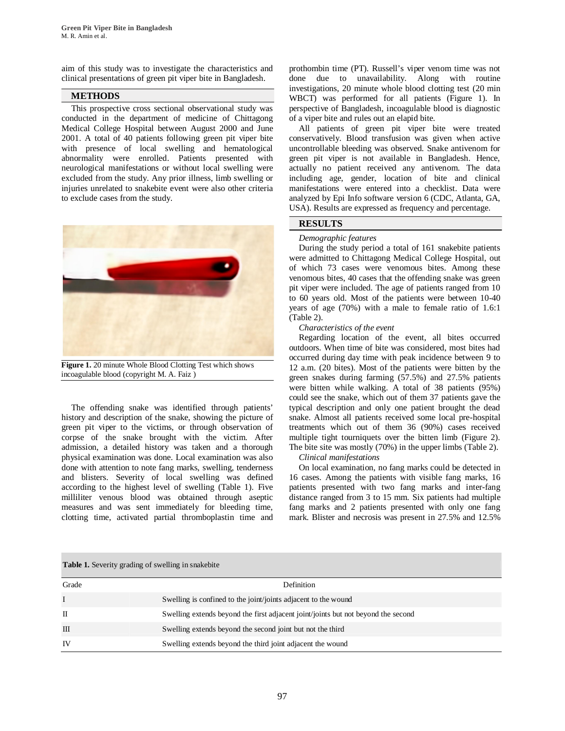aim of this study was to investigate the characteristics and clinical presentations of green pit viper bite in Bangladesh.

## METHODS

This prospective cross sectional observational study was conducted in the department of medicine of Chittagong Medical College Hospital between August 2000 and June 2001. A total of 40 patients following green pit viper bite with presence of local swelling and hematological abnormality were enrolled. Patients presented with neurological manifestations or without local swelling were excluded from the study. Any prior illness, limb swelling or injuries unrelated to snakebite event were also other criteria to exclude cases from the study.

**Figure 1.** 20 minute Whole Blood Clotting Test which shows incoagulable blood (copyright M. A. Faiz )

The offending snake was identified through patients' history and description of the snake, showing the picture of green pit viper to the victims, or through observation of corpse of the snake brought with the victim. After admission, a detailed history was taken and a thorough physical examination was done. Local examination was also done with attention to note fang marks, swelling, tenderness and blisters. Severity of local swelling was defined according to the highest level of swelling (Table 1). Five milliliter venous blood was obtained through aseptic measures and was sent immediately for bleeding time, clotting time, activated partial thromboplastin time and prothombin time (PT). Russell's viper venom time was not done due to unavailability. Along with routine investigations, 20 minute whole blood clotting test (20 min WBCT) was performed for all patients (Figure 1). In perspective of Bangladesh, incoagulable blood is diagnostic of a viper bite and rules out an elapid bite.

All patients of green pit viper bite were treated conservatively. Blood transfusion was given when active uncontrollable bleeding was observed. Snake antivenom for green pit viper is not available in Bangladesh. Hence, actually no patient received any antivenom. The data including age, gender, location of bite and clinical manifestations were entered into a checklist. Data were analyzed by Epi Info software version 6 (CDC, Atlanta, GA, USA). Results are expressed as frequency and percentage.

## RESULTS

*Demographic features*

During the study period a total of 161 snakebite patients were admitted to Chittagong Medical College Hospital, out of which 73 cases were venomous bites. Among these venomous bites, 40 cases that the offending snake was green pit viper were included. The age of patients ranged from 10 to 60 years old. Most of the patients were between 10-40 years of age (70%) with a male to female ratio of 1.6:1 (Table 2).

*Characteristics of the event*

Regarding location of the event, all bites occurred outdoors. When time of bite was considered, most bites had occurred during day time with peak incidence between 9 to 12 a.m. (20 bites). Most of the patients were bitten by the green snakes during farming (57.5%) and 27.5% patients were bitten while walking. A total of 38 patients (95%) could see the snake, which out of them 37 patients gave the typical description and only one patient brought the dead snake. Almost all patients received some local pre-hospital treatments which out of them 36 (90%) cases received multiple tight tourniquets over the bitten limb (Figure 2). The bite site was mostly (70%) in the upper limbs (Table 2).

*Clinical manifestations*

On local examination, no fang marks could be detected in 16 cases. Among the patients with visible fang marks, 16 patients presented with two fang marks and inter-fang distance ranged from 3 to 15 mm. Six patients had multiple fang marks and 2 patients presented with only one fang mark. Blister and necrosis was present in 27.5% and 12.5%

**Table 1.** Severity grading of swelling in snakebite

| Grade | Definition |
| --- | --- |
| I | Swelling is confined to the joint/joints adjacent to the wound |
| II | Swelling extends beyond the first adjacent joint/joints but not beyond the second |
| III | Swelling extends beyond the second joint but not the third |
| IV | Swelling extends beyond the third joint adjacent the wound |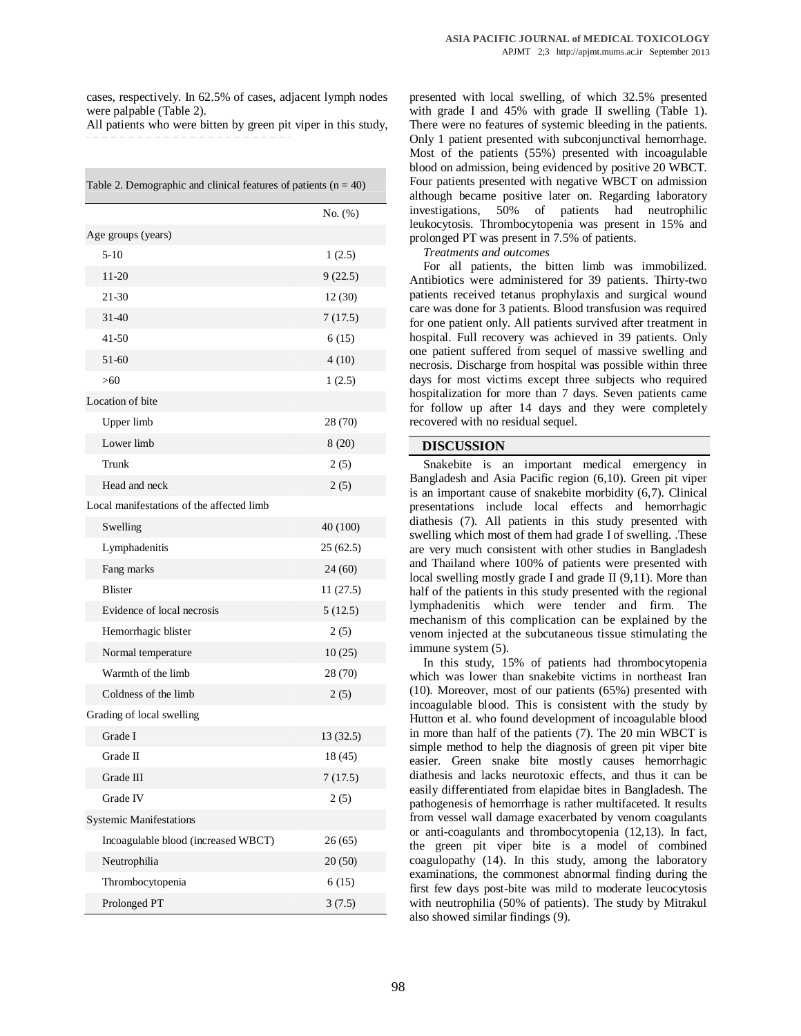cases, respectively. In 62.5% of cases, adjacent lymph nodes were palpable (Table 2).

All patients who were bitten by green pit viper in this study,

Table 2. Demographic and clinical features of patients (n = 40)

| | No. (%) |
|---|---|
| Age groups (years) | |
| 5-10 | 1 (2.5) |
| 11-20 | 9 (22.5) |
| 21-30 | 12 (30) |
| 31-40 | 7 (17.5) |
| 41-50 | 6 (15) |
| 51-60 | 4 (10) |
| >60 | 1 (2.5) |
| Location of bite | |
| Upper limb | 28 (70) |
| Lower limb | 8 (20) |
| Trunk | 2 (5) |
| Head and neck | 2 (5) |
| Local manifestations of the affected limb | |
| Swelling | 40 (100) |
| Lymphadenitis | 25 (62.5) |
| Fang marks | 24 (60) |
| Blister | 11 (27.5) |
| Evidence of local necrosis | 5 (12.5) |
| Hemorrhagic blister | 2 (5) |
| Normal temperature | 10 (25) |
| Warmth of the limb | 28 (70) |
| Coldness of the limb | 2 (5) |
| Grading of local swelling | |
| Grade I | 13 (32.5) |
| Grade II | 18 (45) |
| Grade III | 7 (17.5) |
| Grade IV | 2 (5) |
| Systemic Manifestations | |
| Incoagulable blood (increased WBCT) | 26 (65) |
| Neutrophilia | 20 (50) |
| Thrombocytopenia | 6 (15) |
| Prolonged PT | 3 (7.5) |

presented with local swelling, of which 32.5% presented with grade I and 45% with grade II swelling (Table 1). There were no features of systemic bleeding in the patients. Only 1 patient presented with subconjunctival hemorrhage. Most of the patients (55%) presented with incoagulable blood on admission, being evidenced by positive 20 WBCT. Four patients presented with negative WBCT on admission although became positive later on. Regarding laboratory investigations, 50% of patients had neutrophilic leukocytosis. Thrombocytopenia was present in 15% and prolonged PT was present in 7.5% of patients.

*Treatments and outcomes*

For all patients, the bitten limb was immobilized. Antibiotics were administered for 39 patients. Thirty-two patients received tetanus prophylaxis and surgical wound care was done for 3 patients. Blood transfusion was required for one patient only. All patients survived after treatment in hospital. Full recovery was achieved in 39 patients. Only one patient suffered from sequel of massive swelling and necrosis. Discharge from hospital was possible within three days for most victims except three subjects who required hospitalization for more than 7 days. Seven patients came for follow up after 14 days and they were completely recovered with no residual sequel.

## DISCUSSION

Snakebite is an important medical emergency in Bangladesh and Asia Pacific region (6,10). Green pit viper is an important cause of snakebite morbidity (6,7). Clinical presentations include local effects and hemorrhagic diathesis (7). All patients in this study presented with swelling which most of them had grade I of swelling. .These are very much consistent with other studies in Bangladesh and Thailand where 100% of patients were presented with local swelling mostly grade I and grade II (9,11). More than half of the patients in this study presented with the regional lymphadenitis which were tender and firm. The mechanism of this complication can be explained by the venom injected at the subcutaneous tissue stimulating the immune system (5).

In this study, 15% of patients had thrombocytopenia which was lower than snakebite victims in northeast Iran (10). Moreover, most of our patients (65%) presented with incoagulable blood. This is consistent with the study by Hutton et al. who found development of incoagulable blood in more than half of the patients (7). The 20 min WBCT is simple method to help the diagnosis of green pit viper bite easier. Green snake bite mostly causes hemorrhagic diathesis and lacks neurotoxic effects, and thus it can be easily differentiated from elapidae bites in Bangladesh. The pathogenesis of hemorrhage is rather multifaceted. It results from vessel wall damage exacerbated by venom coagulants or anti-coagulants and thrombocytopenia (12,13). In fact, the green pit viper bite is a model of combined coagulopathy (14). In this study, among the laboratory examinations, the commonest abnormal finding during the first few days post-bite was mild to moderate leucocytosis with neutrophilia (50% of patients). The study by Mitrakul also showed similar findings (9).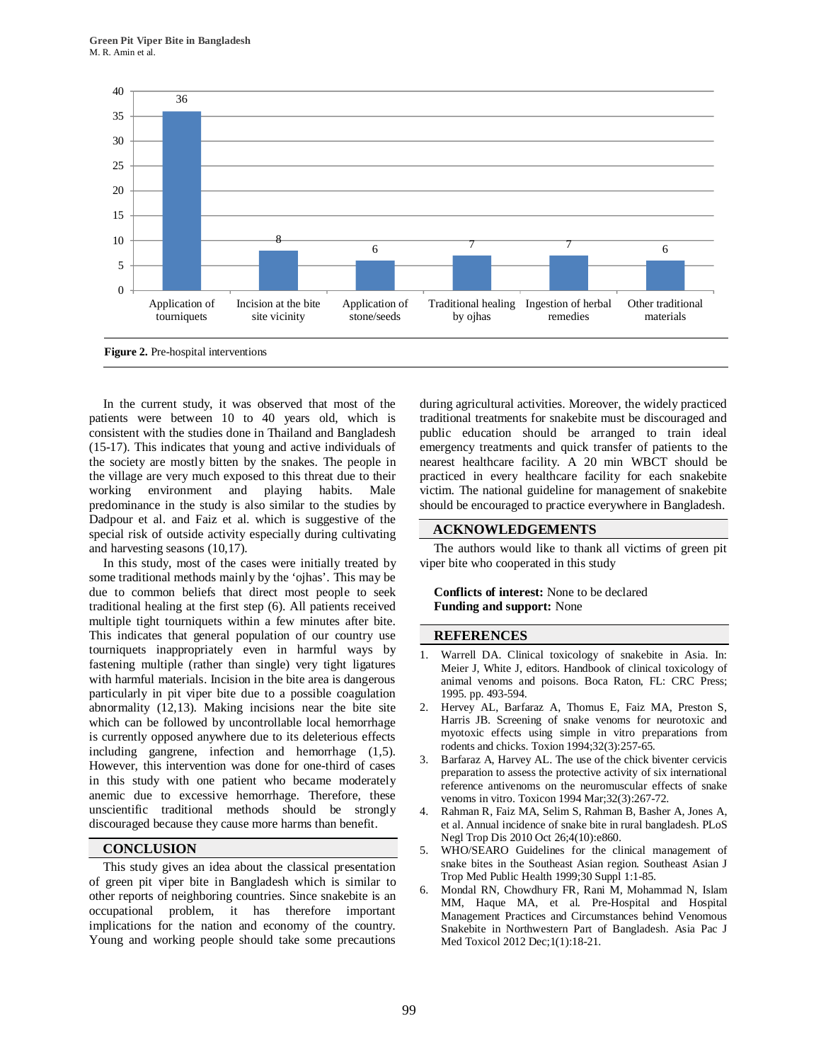| Pre-hospital intervention | Number |
|---|---|
| Application of tourniquets | 36 |
| Incision at the bite site vicinity | 8 |
| Application of stone/seeds | 6 |
| Traditional healing by ojhas | 7 |
| Ingestion of herbal remedies | 7 |
| Other traditional materials | 6 |

**Figure 2.** Pre-hospital interventions

In the current study, it was observed that most of the patients were between 10 to 40 years old, which is consistent with the studies done in Thailand and Bangladesh (15-17). This indicates that young and active individuals of the society are mostly bitten by the snakes. The people in the village are very much exposed to this threat due to their working environment and playing habits. Male predominance in the study is also similar to the studies by Dadpour et al. and Faiz et al. which is suggestive of the special risk of outside activity especially during cultivating and harvesting seasons (10,17).

In this study, most of the cases were initially treated by some traditional methods mainly by the 'ojhas'. This may be due to common beliefs that direct most people to seek traditional healing at the first step (6). All patients received multiple tight tourniquets within a few minutes after bite. This indicates that general population of our country use tourniquets inappropriately even in harmful ways by fastening multiple (rather than single) very tight ligatures with harmful materials. Incision in the bite area is dangerous particularly in pit viper bite due to a possible coagulation abnormality (12,13). Making incisions near the bite site which can be followed by uncontrollable local hemorrhage is currently opposed anywhere due to its deleterious effects including gangrene, infection and hemorrhage (1,5). However, this intervention was done for one-third of cases in this study with one patient who became moderately anemic due to excessive hemorrhage. Therefore, these unscientific traditional methods should be strongly discouraged because they cause more harms than benefit.

## CONCLUSION

This study gives an idea about the classical presentation of green pit viper bite in Bangladesh which is similar to other reports of neighboring countries. Since snakebite is an occupational problem, it has therefore important implications for the nation and economy of the country. Young and working people should take some precautions during agricultural activities. Moreover, the widely practiced traditional treatments for snakebite must be discouraged and public education should be arranged to train ideal emergency treatments and quick transfer of patients to the nearest healthcare facility. A 20 min WBCT should be practiced in every healthcare facility for each snakebite victim. The national guideline for management of snakebite should be encouraged to practice everywhere in Bangladesh.

## ACKNOWLEDGEMENTS

The authors would like to thank all victims of green pit viper bite who cooperated in this study

**Conflicts of interest:** None to be declared
**Funding and support:** None

## REFERENCES

1. Warrell DA. Clinical toxicology of snakebite in Asia. In: Meier J, White J, editors. Handbook of clinical toxicology of animal venoms and poisons. Boca Raton, FL: CRC Press; 1995. pp. 493-594.
2. Hervey AL, Barfaraz A, Thomus E, Faiz MA, Preston S, Harris JB. Screening of snake venoms for neurotoxic and myotoxic effects using simple in vitro preparations from rodents and chicks. Toxion 1994;32(3):257-65.
3. Barfaraz A, Harvey AL. The use of the chick biventer cervicis preparation to assess the protective activity of six international reference antivenoms on the neuromuscular effects of snake venoms in vitro. Toxicon 1994 Mar;32(3):267-72.
4. Rahman R, Faiz MA, Selim S, Rahman B, Basher A, Jones A, et al. Annual incidence of snake bite in rural bangladesh. PLoS Negl Trop Dis 2010 Oct 26;4(10):e860.
5. WHO/SEARO Guidelines for the clinical management of snake bites in the Southeast Asian region. Southeast Asian J Trop Med Public Health 1999;30 Suppl 1:1-85.
6. Mondal RN, Chowdhury FR, Rani M, Mohammad N, Islam MM, Haque MA, et al. Pre-Hospital and Hospital Management Practices and Circumstances behind Venomous Snakebite in Northwestern Part of Bangladesh. Asia Pac J Med Toxicol 2012 Dec;1(1):18-21.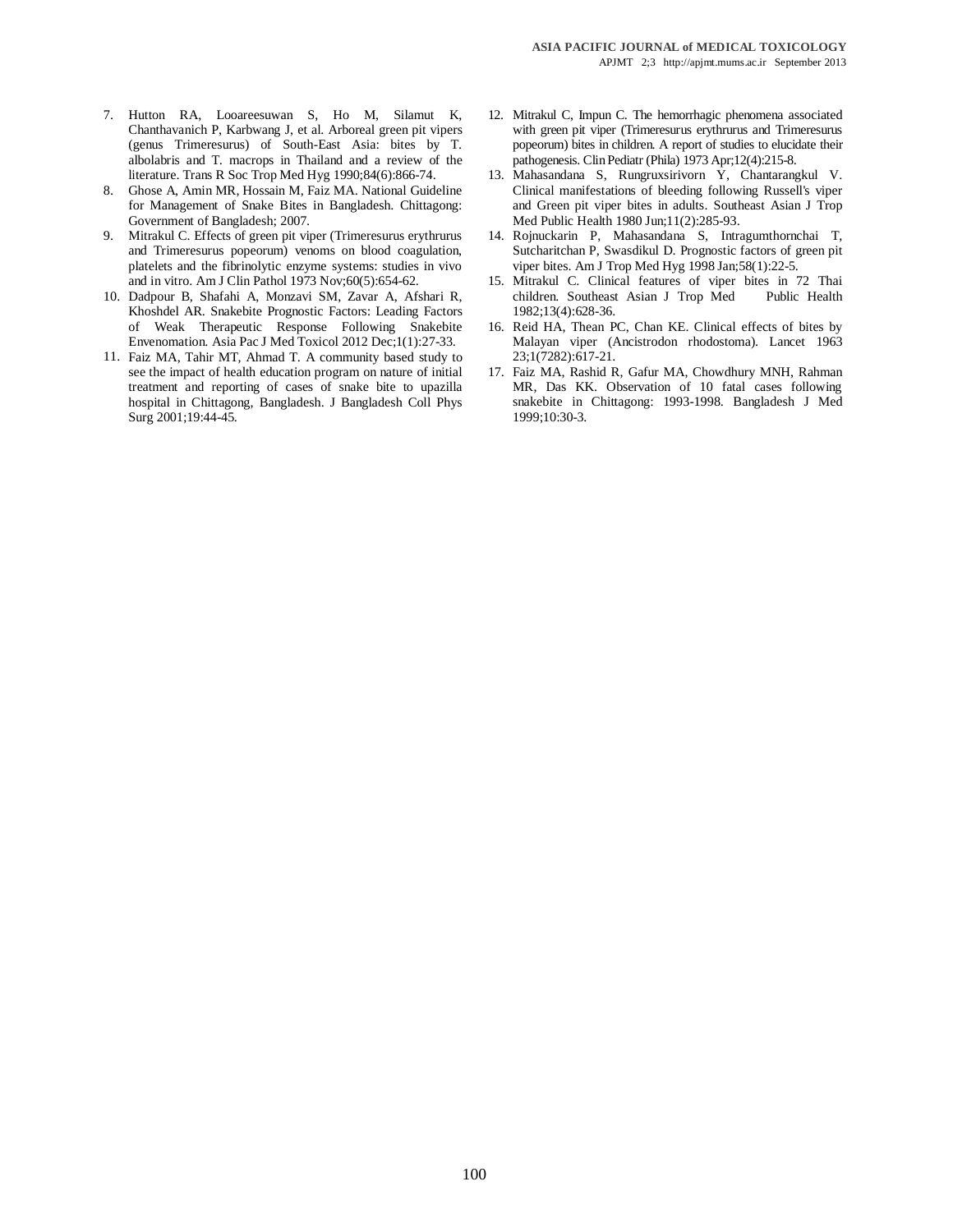7. Hutton RA, Looareesuwan S, Ho M, Silamut K, Chanthavanich P, Karbwang J, et al. Arboreal green pit vipers (genus Trimeresurus) of South-East Asia: bites by T. albolabris and T. macrops in Thailand and a review of the literature. Trans R Soc Trop Med Hyg 1990;84(6):866-74.
8. Ghose A, Amin MR, Hossain M, Faiz MA. National Guideline for Management of Snake Bites in Bangladesh. Chittagong: Government of Bangladesh; 2007.
9. Mitrakul C. Effects of green pit viper (Trimeresurus erythrurus and Trimeresurus popeorum) venoms on blood coagulation, platelets and the fibrinolytic enzyme systems: studies in vivo and in vitro. Am J Clin Pathol 1973 Nov;60(5):654-62.
10. Dadpour B, Shafahi A, Monzavi SM, Zavar A, Afshari R, Khoshdel AR. Snakebite Prognostic Factors: Leading Factors of Weak Therapeutic Response Following Snakebite Envenomation. Asia Pac J Med Toxicol 2012 Dec;1(1):27-33.
11. Faiz MA, Tahir MT, Ahmad T. A community based study to see the impact of health education program on nature of initial treatment and reporting of cases of snake bite to upazilla hospital in Chittagong, Bangladesh. J Bangladesh Coll Phys Surg 2001;19:44-45.
12. Mitrakul C, Impun C. The hemorrhagic phenomena associated with green pit viper (Trimeresurus erythrurus and Trimeresurus popeorum) bites in children. A report of studies to elucidate their pathogenesis. Clin Pediatr (Phila) 1973 Apr;12(4):215-8.
13. Mahasandana S, Rungruxsirivorn Y, Chantarangkul V. Clinical manifestations of bleeding following Russell's viper and Green pit viper bites in adults. Southeast Asian J Trop Med Public Health 1980 Jun;11(2):285-93.
14. Rojnuckarin P, Mahasandana S, Intragumthornchai T, Sutcharitchan P, Swasdikul D. Prognostic factors of green pit viper bites. Am J Trop Med Hyg 1998 Jan;58(1):22-5.
15. Mitrakul C. Clinical features of viper bites in 72 Thai children. Southeast Asian J Trop Med Public Health 1982;13(4):628-36.
16. Reid HA, Thean PC, Chan KE. Clinical effects of bites by Malayan viper (Ancistrodon rhodostoma). Lancet 1963 23;1(7282):617-21.
17. Faiz MA, Rashid R, Gafur MA, Chowdhury MNH, Rahman MR, Das KK. Observation of 10 fatal cases following snakebite in Chittagong: 1993-1998. Bangladesh J Med 1999;10:30-3.